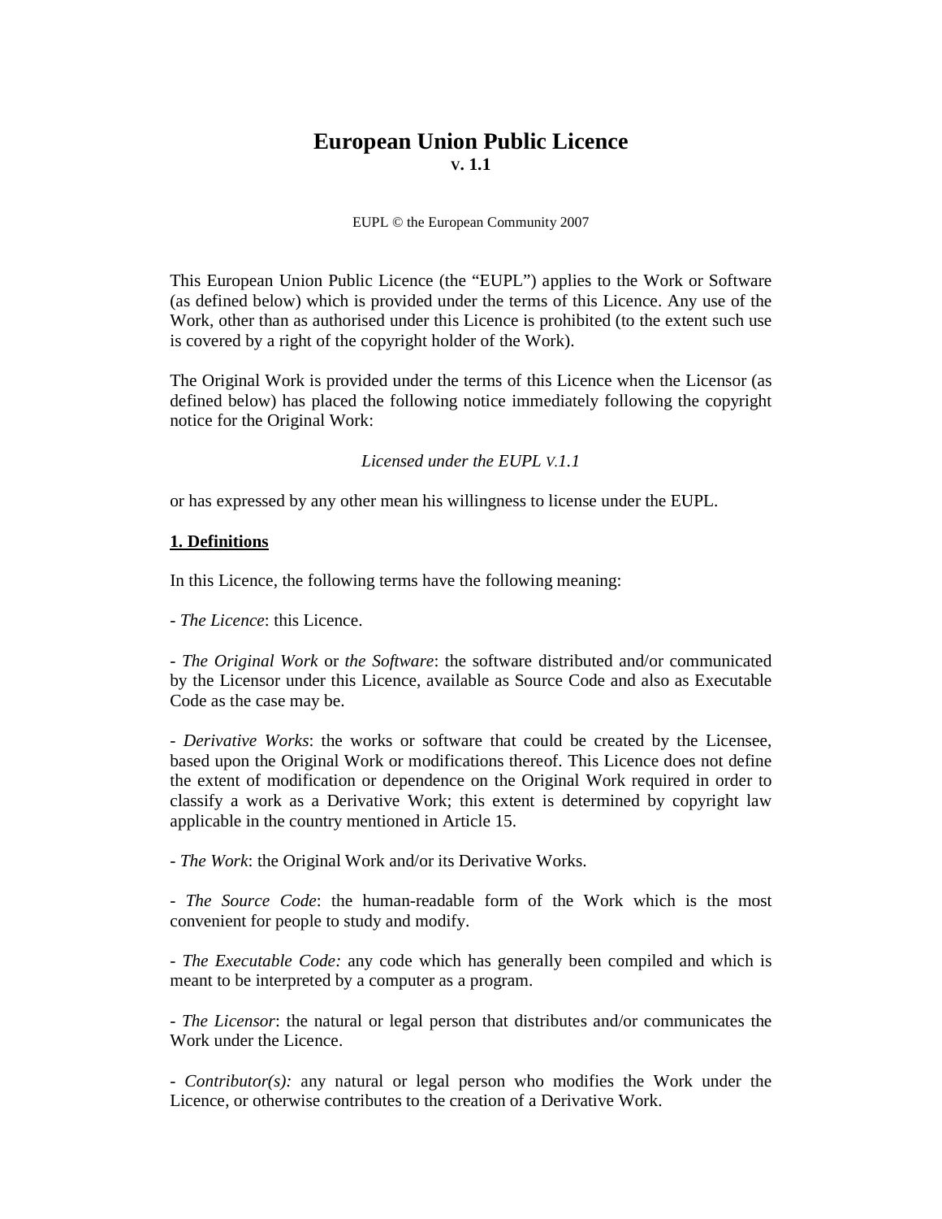# European Union Public Licence
**v. 1.1**

EUPL © the European Community 2007

This European Union Public Licence (the "EUPL") applies to the Work or Software (as defined below) which is provided under the terms of this Licence. Any use of the Work, other than as authorised under this Licence is prohibited (to the extent such use is covered by a right of the copyright holder of the Work).

The Original Work is provided under the terms of this Licence when the Licensor (as defined below) has placed the following notice immediately following the copyright notice for the Original Work:

*Licensed under the EUPL V.1.1*

or has expressed by any other mean his willingness to license under the EUPL.

## 1. Definitions

In this Licence, the following terms have the following meaning:

- *The Licence*: this Licence.

- *The Original Work* or *the Software*: the software distributed and/or communicated by the Licensor under this Licence, available as Source Code and also as Executable Code as the case may be.

- *Derivative Works*: the works or software that could be created by the Licensee, based upon the Original Work or modifications thereof. This Licence does not define the extent of modification or dependence on the Original Work required in order to classify a work as a Derivative Work; this extent is determined by copyright law applicable in the country mentioned in Article 15.

- *The Work*: the Original Work and/or its Derivative Works.

- *The Source Code*: the human-readable form of the Work which is the most convenient for people to study and modify.

- *The Executable Code:* any code which has generally been compiled and which is meant to be interpreted by a computer as a program.

- *The Licensor*: the natural or legal person that distributes and/or communicates the Work under the Licence.

- *Contributor(s):* any natural or legal person who modifies the Work under the Licence, or otherwise contributes to the creation of a Derivative Work.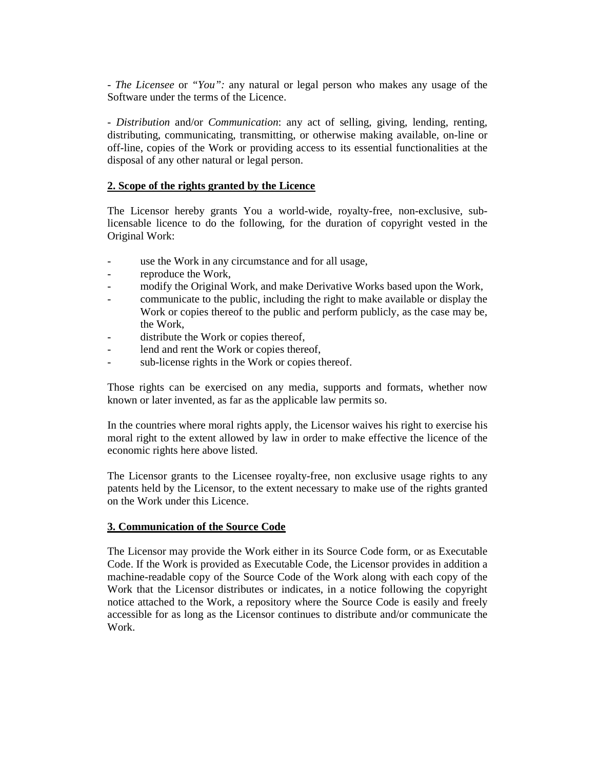- *The Licensee* or *"You":* any natural or legal person who makes any usage of the Software under the terms of the Licence.

- *Distribution* and/or *Communication*: any act of selling, giving, lending, renting, distributing, communicating, transmitting, or otherwise making available, on-line or off-line, copies of the Work or providing access to its essential functionalities at the disposal of any other natural or legal person.

## 2. Scope of the rights granted by the Licence

The Licensor hereby grants You a world-wide, royalty-free, non-exclusive, sub-licensable licence to do the following, for the duration of copyright vested in the Original Work:

- use the Work in any circumstance and for all usage,
- reproduce the Work,
- modify the Original Work, and make Derivative Works based upon the Work,
- communicate to the public, including the right to make available or display the Work or copies thereof to the public and perform publicly, as the case may be, the Work,
- distribute the Work or copies thereof,
- lend and rent the Work or copies thereof,
- sub-license rights in the Work or copies thereof.

Those rights can be exercised on any media, supports and formats, whether now known or later invented, as far as the applicable law permits so.

In the countries where moral rights apply, the Licensor waives his right to exercise his moral right to the extent allowed by law in order to make effective the licence of the economic rights here above listed.

The Licensor grants to the Licensee royalty-free, non exclusive usage rights to any patents held by the Licensor, to the extent necessary to make use of the rights granted on the Work under this Licence.

## 3. Communication of the Source Code

The Licensor may provide the Work either in its Source Code form, or as Executable Code. If the Work is provided as Executable Code, the Licensor provides in addition a machine-readable copy of the Source Code of the Work along with each copy of the Work that the Licensor distributes or indicates, in a notice following the copyright notice attached to the Work, a repository where the Source Code is easily and freely accessible for as long as the Licensor continues to distribute and/or communicate the Work.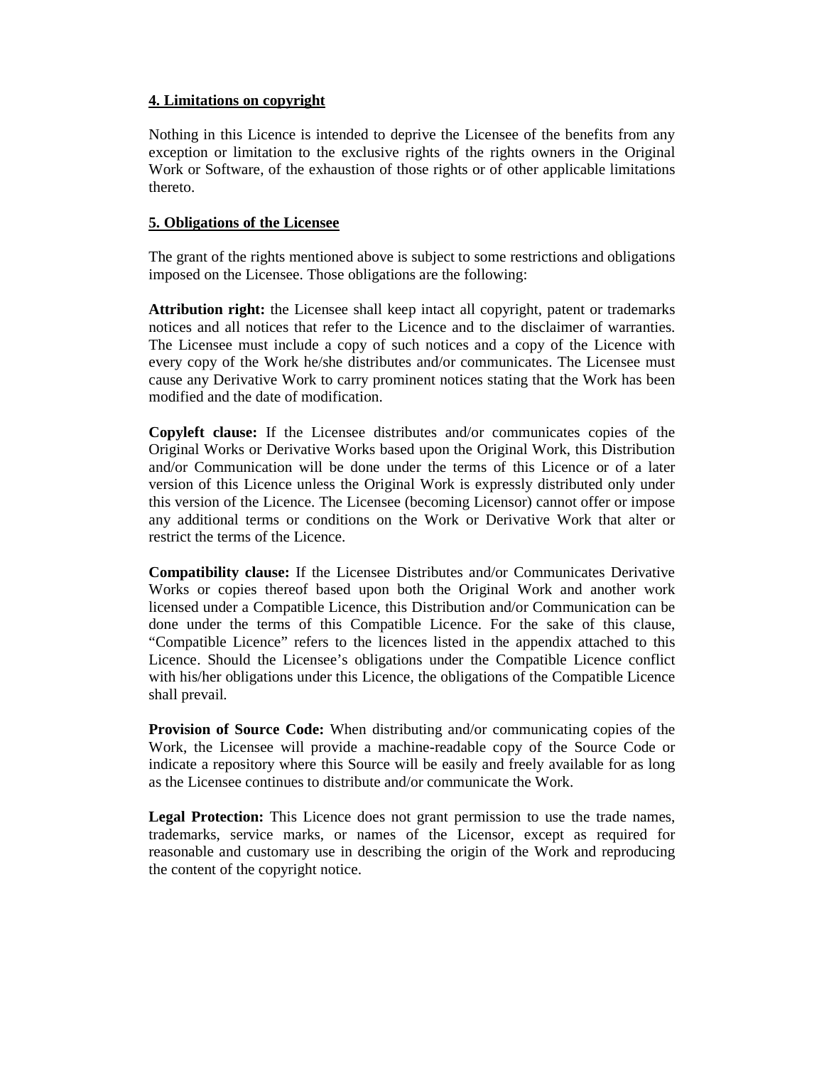## 4. Limitations on copyright

Nothing in this Licence is intended to deprive the Licensee of the benefits from any exception or limitation to the exclusive rights of the rights owners in the Original Work or Software, of the exhaustion of those rights or of other applicable limitations thereto.

## 5. Obligations of the Licensee

The grant of the rights mentioned above is subject to some restrictions and obligations imposed on the Licensee. Those obligations are the following:

**Attribution right:** the Licensee shall keep intact all copyright, patent or trademarks notices and all notices that refer to the Licence and to the disclaimer of warranties. The Licensee must include a copy of such notices and a copy of the Licence with every copy of the Work he/she distributes and/or communicates. The Licensee must cause any Derivative Work to carry prominent notices stating that the Work has been modified and the date of modification.

**Copyleft clause:** If the Licensee distributes and/or communicates copies of the Original Works or Derivative Works based upon the Original Work, this Distribution and/or Communication will be done under the terms of this Licence or of a later version of this Licence unless the Original Work is expressly distributed only under this version of the Licence. The Licensee (becoming Licensor) cannot offer or impose any additional terms or conditions on the Work or Derivative Work that alter or restrict the terms of the Licence.

**Compatibility clause:** If the Licensee Distributes and/or Communicates Derivative Works or copies thereof based upon both the Original Work and another work licensed under a Compatible Licence, this Distribution and/or Communication can be done under the terms of this Compatible Licence. For the sake of this clause, “Compatible Licence” refers to the licences listed in the appendix attached to this Licence. Should the Licensee’s obligations under the Compatible Licence conflict with his/her obligations under this Licence, the obligations of the Compatible Licence shall prevail.

**Provision of Source Code:** When distributing and/or communicating copies of the Work, the Licensee will provide a machine-readable copy of the Source Code or indicate a repository where this Source will be easily and freely available for as long as the Licensee continues to distribute and/or communicate the Work.

**Legal Protection:** This Licence does not grant permission to use the trade names, trademarks, service marks, or names of the Licensor, except as required for reasonable and customary use in describing the origin of the Work and reproducing the content of the copyright notice.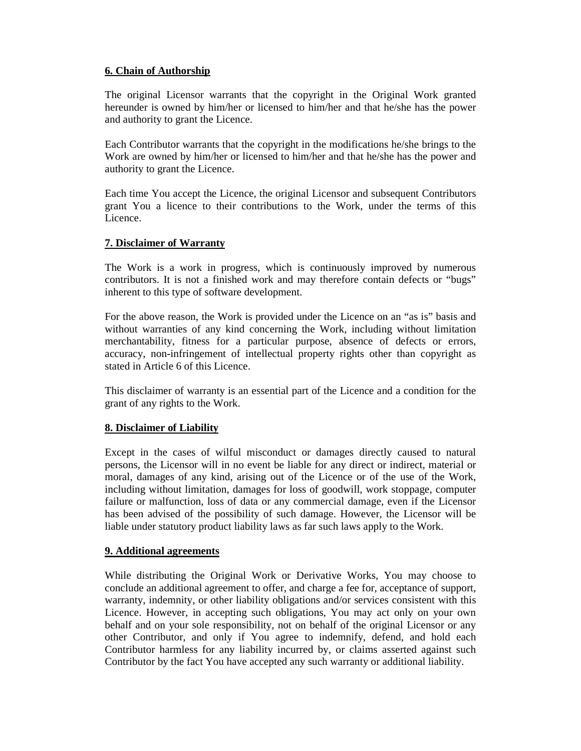**6. Chain of Authorship**

The original Licensor warrants that the copyright in the Original Work granted hereunder is owned by him/her or licensed to him/her and that he/she has the power and authority to grant the Licence.

Each Contributor warrants that the copyright in the modifications he/she brings to the Work are owned by him/her or licensed to him/her and that he/she has the power and authority to grant the Licence.

Each time You accept the Licence, the original Licensor and subsequent Contributors grant You a licence to their contributions to the Work, under the terms of this Licence.

**7. Disclaimer of Warranty**

The Work is a work in progress, which is continuously improved by numerous contributors. It is not a finished work and may therefore contain defects or “bugs” inherent to this type of software development.

For the above reason, the Work is provided under the Licence on an “as is” basis and without warranties of any kind concerning the Work, including without limitation merchantability, fitness for a particular purpose, absence of defects or errors, accuracy, non-infringement of intellectual property rights other than copyright as stated in Article 6 of this Licence.

This disclaimer of warranty is an essential part of the Licence and a condition for the grant of any rights to the Work.

**8. Disclaimer of Liability**

Except in the cases of wilful misconduct or damages directly caused to natural persons, the Licensor will in no event be liable for any direct or indirect, material or moral, damages of any kind, arising out of the Licence or of the use of the Work, including without limitation, damages for loss of goodwill, work stoppage, computer failure or malfunction, loss of data or any commercial damage, even if the Licensor has been advised of the possibility of such damage. However, the Licensor will be liable under statutory product liability laws as far such laws apply to the Work.

**9. Additional agreements**

While distributing the Original Work or Derivative Works, You may choose to conclude an additional agreement to offer, and charge a fee for, acceptance of support, warranty, indemnity, or other liability obligations and/or services consistent with this Licence. However, in accepting such obligations, You may act only on your own behalf and on your sole responsibility, not on behalf of the original Licensor or any other Contributor, and only if You agree to indemnify, defend, and hold each Contributor harmless for any liability incurred by, or claims asserted against such Contributor by the fact You have accepted any such warranty or additional liability.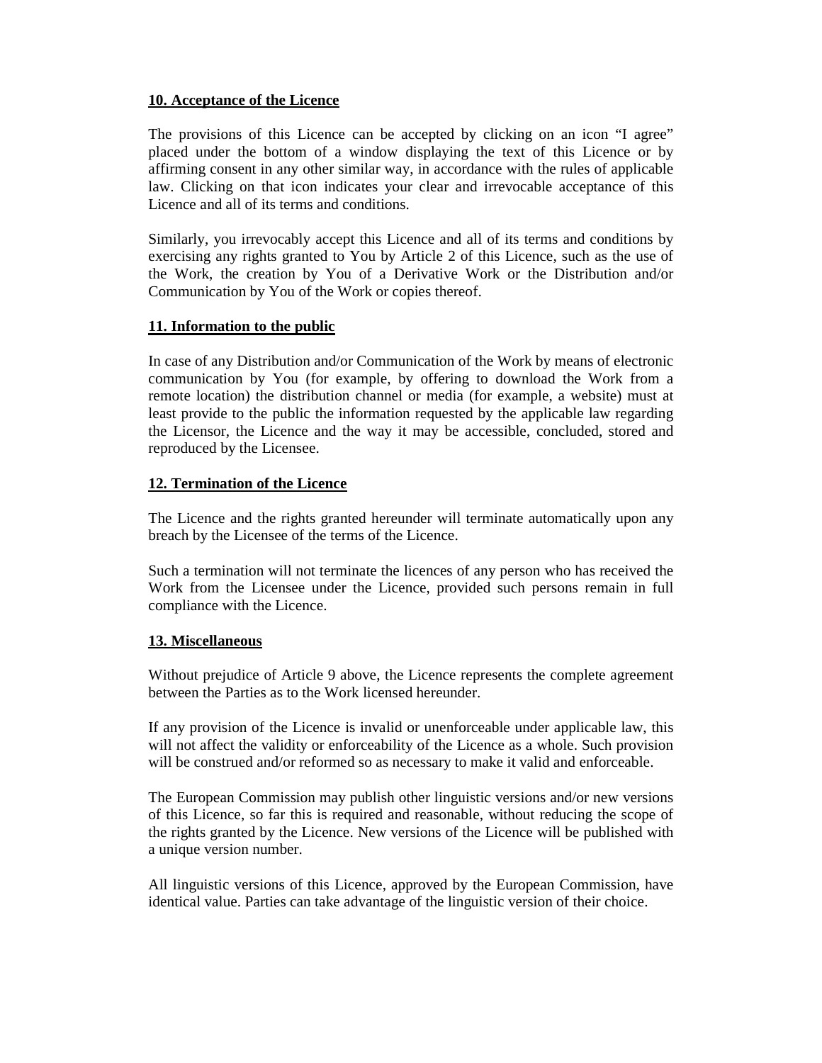## 10. Acceptance of the Licence

The provisions of this Licence can be accepted by clicking on an icon "I agree" placed under the bottom of a window displaying the text of this Licence or by affirming consent in any other similar way, in accordance with the rules of applicable law. Clicking on that icon indicates your clear and irrevocable acceptance of this Licence and all of its terms and conditions.

Similarly, you irrevocably accept this Licence and all of its terms and conditions by exercising any rights granted to You by Article 2 of this Licence, such as the use of the Work, the creation by You of a Derivative Work or the Distribution and/or Communication by You of the Work or copies thereof.

## 11. Information to the public

In case of any Distribution and/or Communication of the Work by means of electronic communication by You (for example, by offering to download the Work from a remote location) the distribution channel or media (for example, a website) must at least provide to the public the information requested by the applicable law regarding the Licensor, the Licence and the way it may be accessible, concluded, stored and reproduced by the Licensee.

## 12. Termination of the Licence

The Licence and the rights granted hereunder will terminate automatically upon any breach by the Licensee of the terms of the Licence.

Such a termination will not terminate the licences of any person who has received the Work from the Licensee under the Licence, provided such persons remain in full compliance with the Licence.

## 13. Miscellaneous

Without prejudice of Article 9 above, the Licence represents the complete agreement between the Parties as to the Work licensed hereunder.

If any provision of the Licence is invalid or unenforceable under applicable law, this will not affect the validity or enforceability of the Licence as a whole. Such provision will be construed and/or reformed so as necessary to make it valid and enforceable.

The European Commission may publish other linguistic versions and/or new versions of this Licence, so far this is required and reasonable, without reducing the scope of the rights granted by the Licence. New versions of the Licence will be published with a unique version number.

All linguistic versions of this Licence, approved by the European Commission, have identical value. Parties can take advantage of the linguistic version of their choice.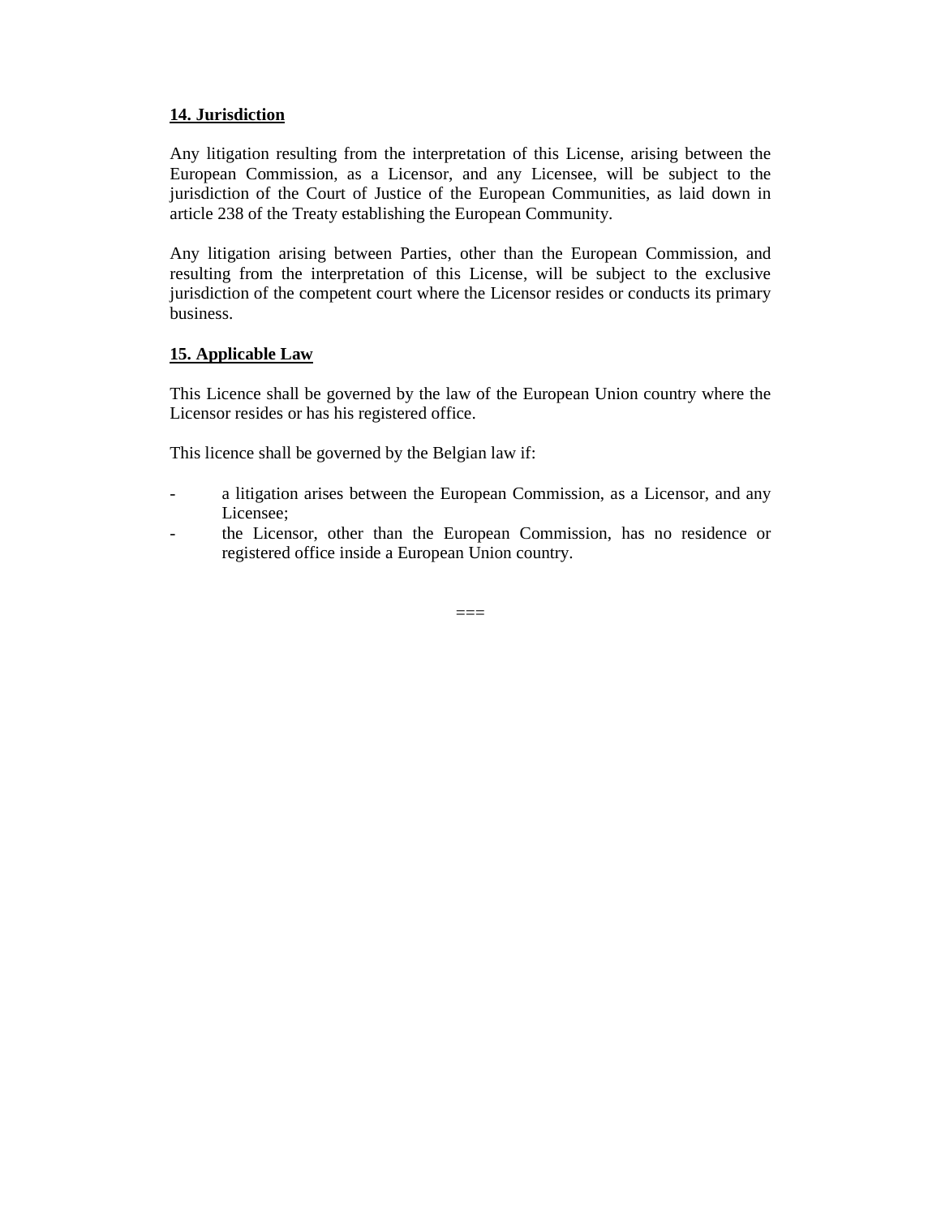**14. Jurisdiction**

Any litigation resulting from the interpretation of this License, arising between the European Commission, as a Licensor, and any Licensee, will be subject to the jurisdiction of the Court of Justice of the European Communities, as laid down in article 238 of the Treaty establishing the European Community.

Any litigation arising between Parties, other than the European Commission, and resulting from the interpretation of this License, will be subject to the exclusive jurisdiction of the competent court where the Licensor resides or conducts its primary business.

**15. Applicable Law**

This Licence shall be governed by the law of the European Union country where the Licensor resides or has his registered office.

This licence shall be governed by the Belgian law if:

- a litigation arises between the European Commission, as a Licensor, and any Licensee;
- the Licensor, other than the European Commission, has no residence or registered office inside a European Union country.

===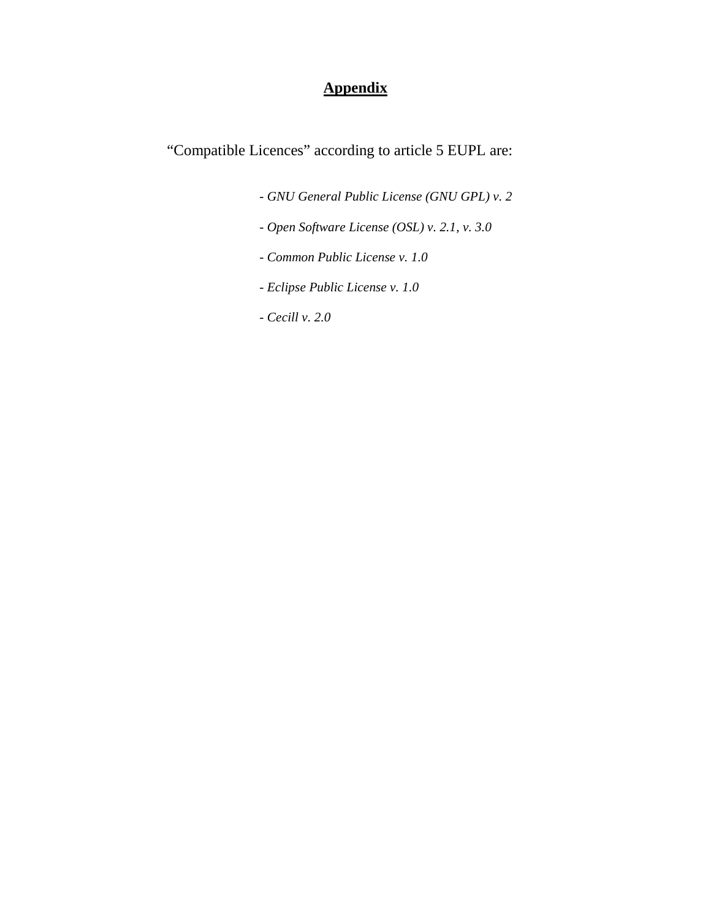# **Appendix**

"Compatible Licences" according to article 5 EUPL are:

- *GNU General Public License (GNU GPL) v. 2*
- *Open Software License (OSL) v. 2.1, v. 3.0*
- *Common Public License v. 1.0*
- *Eclipse Public License v. 1.0*
- *Cecill v. 2.0*